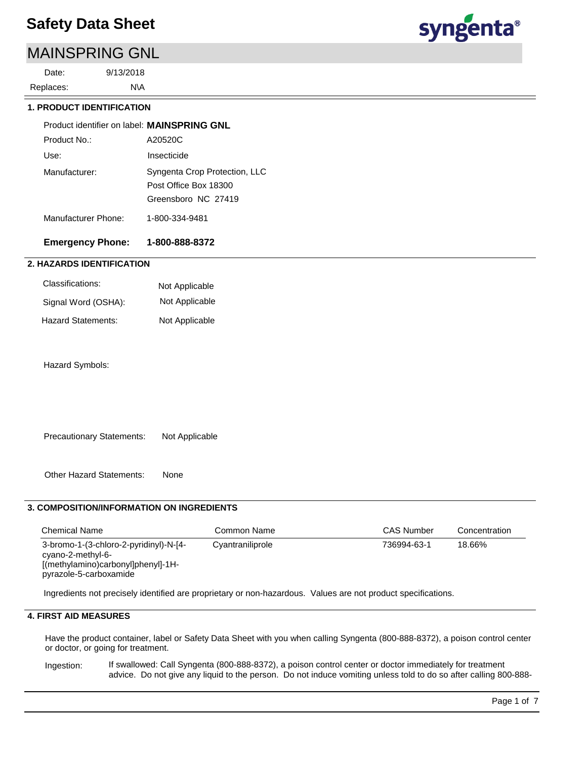# Safety Data Sheet

## MAINSPRING GNL

Date: 9/13/2018

Replaces: N\A

### 1. PRODUCT IDENTIFICATION

Product identifier on label: **MAINSPRING GNL**

Product No.: A20520C

Use: Insecticide

Manufacturer: Syngenta Crop Protection, LLC
Post Office Box 18300
Greensboro NC 27419

Manufacturer Phone: 1-800-334-9481

**Emergency Phone: 1-800-888-8372**

### 2. HAZARDS IDENTIFICATION

Classifications: Not Applicable

Signal Word (OSHA): Not Applicable

Hazard Statements: Not Applicable

Hazard Symbols:

Precautionary Statements: Not Applicable

Other Hazard Statements: None

### 3. COMPOSITION/INFORMATION ON INGREDIENTS

| Chemical Name | Common Name | CAS Number | Concentration |
| --- | --- | --- | --- |
| 3-bromo-1-(3-chloro-2-pyridinyl)-N-[4-cyano-2-methyl-6-[(methylamino)carbonyl]phenyl]-1H-pyrazole-5-carboxamide | Cyantraniliprole | 736994-63-1 | 18.66% |

Ingredients not precisely identified are proprietary or non-hazardous. Values are not product specifications.

### 4. FIRST AID MEASURES

Have the product container, label or Safety Data Sheet with you when calling Syngenta (800-888-8372), a poison control center or doctor, or going for treatment.

Ingestion: If swallowed: Call Syngenta (800-888-8372), a poison control center or doctor immediately for treatment advice. Do not give any liquid to the person. Do not induce vomiting unless told to do so after calling 800-888-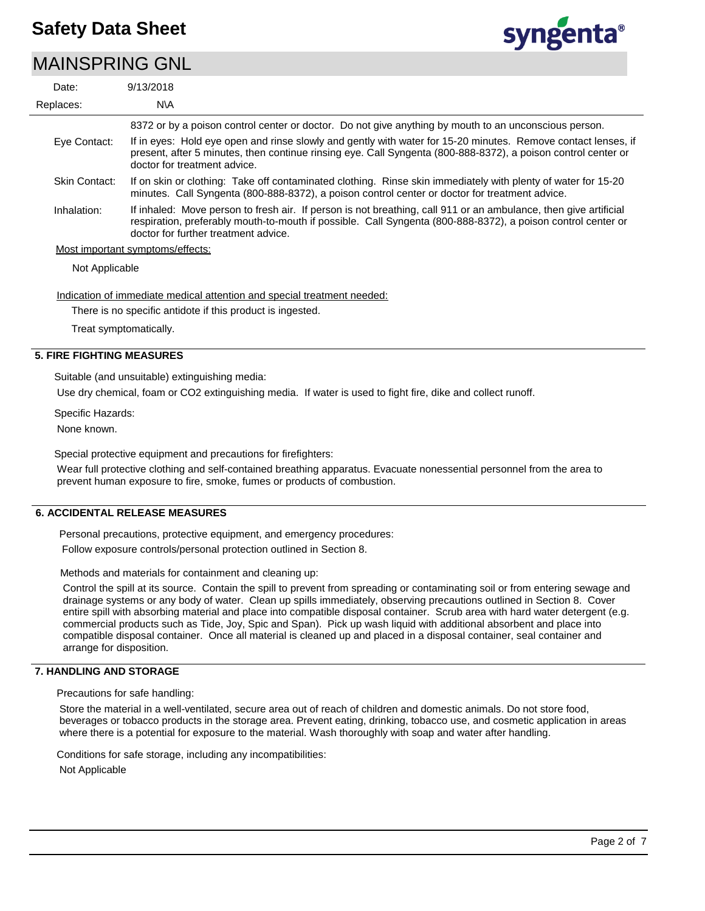8372 or by a poison control center or doctor. Do not give anything by mouth to an unconscious person.

**Eye Contact:** If in eyes: Hold eye open and rinse slowly and gently with water for 15-20 minutes. Remove contact lenses, if present, after 5 minutes, then continue rinsing eye. Call Syngenta (800-888-8372), a poison control center or doctor for treatment advice.

**Skin Contact:** If on skin or clothing: Take off contaminated clothing. Rinse skin immediately with plenty of water for 15-20 minutes. Call Syngenta (800-888-8372), a poison control center or doctor for treatment advice.

**Inhalation:** If inhaled: Move person to fresh air. If person is not breathing, call 911 or an ambulance, then give artificial respiration, preferably mouth-to-mouth if possible. Call Syngenta (800-888-8372), a poison control center or doctor for further treatment advice.

Most important symptoms/effects:

Not Applicable

Indication of immediate medical attention and special treatment needed:

There is no specific antidote if this product is ingested.

Treat symptomatically.

## 5. FIRE FIGHTING MEASURES

Suitable (and unsuitable) extinguishing media:

Use dry chemical, foam or $CO_2$ extinguishing media. If water is used to fight fire, dike and collect runoff.

Specific Hazards:

None known.

Special protective equipment and precautions for firefighters:

Wear full protective clothing and self-contained breathing apparatus. Evacuate nonessential personnel from the area to prevent human exposure to fire, smoke, fumes or products of combustion.

## 6. ACCIDENTAL RELEASE MEASURES

Personal precautions, protective equipment, and emergency procedures:

Follow exposure controls/personal protection outlined in Section 8.

Methods and materials for containment and cleaning up:

Control the spill at its source. Contain the spill to prevent from spreading or contaminating soil or from entering sewage and drainage systems or any body of water. Clean up spills immediately, observing precautions outlined in Section 8. Cover entire spill with absorbing material and place into compatible disposal container. Scrub area with hard water detergent (e.g. commercial products such as Tide, Joy, Spic and Span). Pick up wash liquid with additional absorbent and place into compatible disposal container. Once all material is cleaned up and placed in a disposal container, seal container and arrange for disposition.

## 7. HANDLING AND STORAGE

Precautions for safe handling:

Store the material in a well-ventilated, secure area out of reach of children and domestic animals. Do not store food, beverages or tobacco products in the storage area. Prevent eating, drinking, tobacco use, and cosmetic application in areas where there is a potential for exposure to the material. Wash thoroughly with soap and water after handling.

Conditions for safe storage, including any incompatibilities:

Not Applicable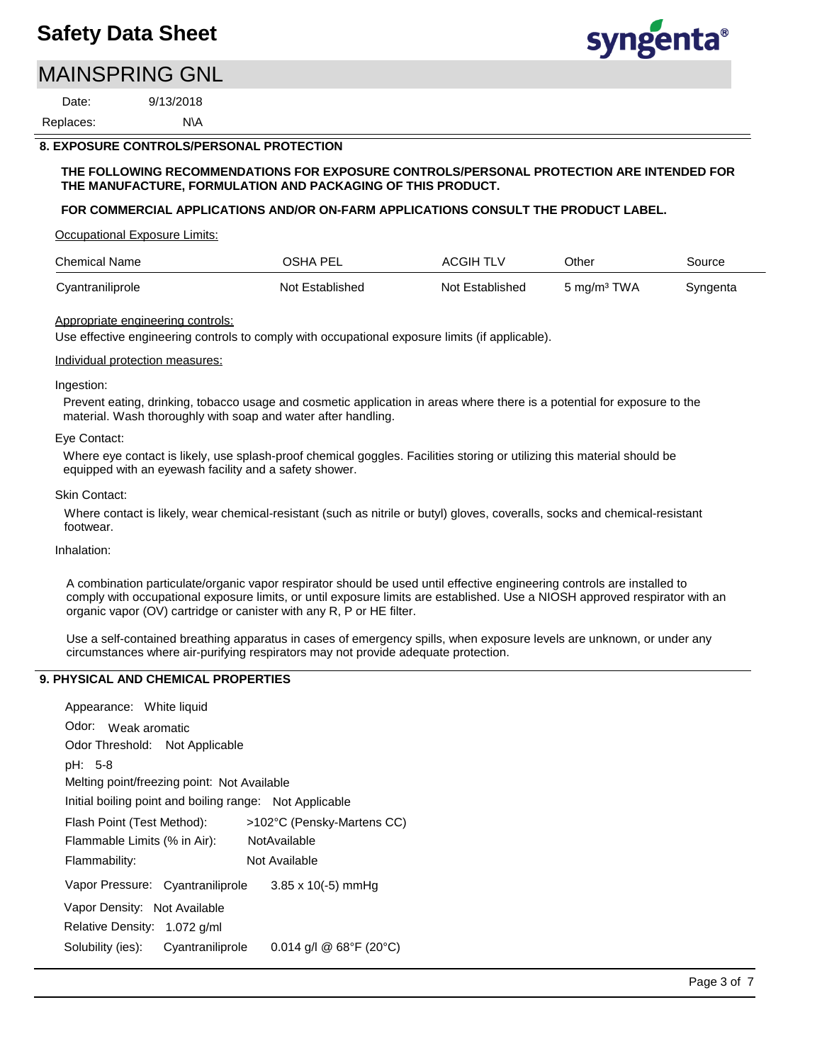## 8. EXPOSURE CONTROLS/PERSONAL PROTECTION

**THE FOLLOWING RECOMMENDATIONS FOR EXPOSURE CONTROLS/PERSONAL PROTECTION ARE INTENDED FOR THE MANUFACTURE, FORMULATION AND PACKAGING OF THIS PRODUCT.**

**FOR COMMERCIAL APPLICATIONS AND/OR ON-FARM APPLICATIONS CONSULT THE PRODUCT LABEL.**

Occupational Exposure Limits:

| Chemical Name | OSHA PEL | ACGIH TLV | Other | Source |
|---|---|---|---|---|
| Cyantraniliprole | Not Established | Not Established | 5 mg/m³ TWA | Syngenta |

Appropriate engineering controls:

Use effective engineering controls to comply with occupational exposure limits (if applicable).

Individual protection measures:

Ingestion:

Prevent eating, drinking, tobacco usage and cosmetic application in areas where there is a potential for exposure to the material. Wash thoroughly with soap and water after handling.

Eye Contact:

Where eye contact is likely, use splash-proof chemical goggles. Facilities storing or utilizing this material should be equipped with an eyewash facility and a safety shower.

Skin Contact:

Where contact is likely, wear chemical-resistant (such as nitrile or butyl) gloves, coveralls, socks and chemical-resistant footwear.

Inhalation:

A combination particulate/organic vapor respirator should be used until effective engineering controls are installed to comply with occupational exposure limits, or until exposure limits are established. Use a NIOSH approved respirator with an organic vapor (OV) cartridge or canister with any R, P or HE filter.

Use a self-contained breathing apparatus in cases of emergency spills, when exposure levels are unknown, or under any circumstances where air-purifying respirators may not provide adequate protection.

## 9. PHYSICAL AND CHEMICAL PROPERTIES

Appearance: White liquid

Odor: Weak aromatic

Odor Threshold: Not Applicable

pH: 5-8

Melting point/freezing point: Not Available

Initial boiling point and boiling range: Not Applicable

Flash Point (Test Method): >102°C (Pensky-Martens CC)

Flammable Limits (% in Air): NotAvailable

Flammability: Not Available

Vapor Pressure: Cyantraniliprole $3.85 \times 10^{-5}$ mmHg

Vapor Density: Not Available

Relative Density: 1.072 g/ml

Solubility (ies): Cyantraniliprole 0.014 g/l @ 68°F (20°C)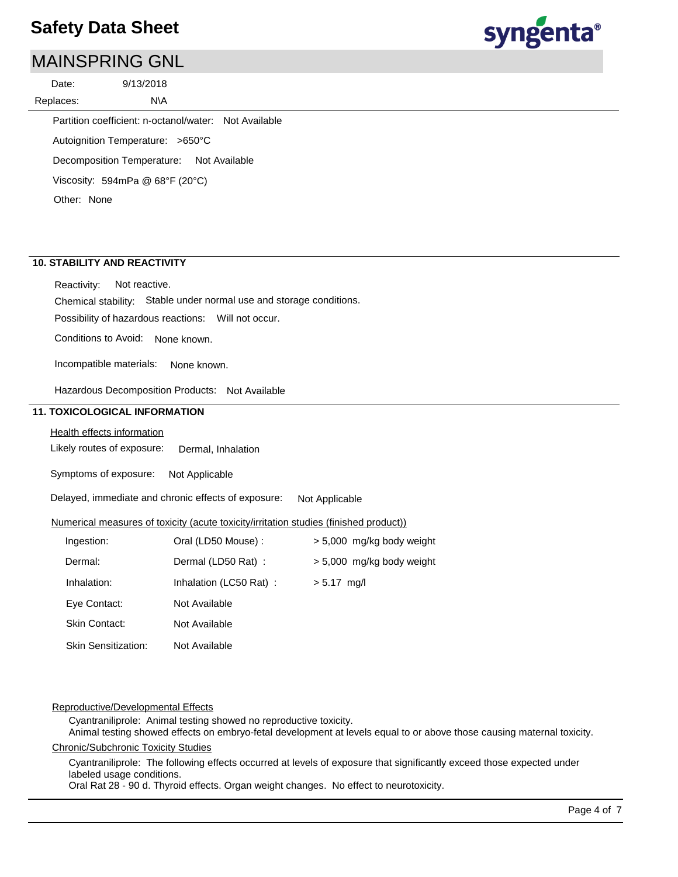Partition coefficient: n-octanol/water: Not Available

Autoignition Temperature: >650°C

Decomposition Temperature: Not Available

Viscosity: 594mPa @ 68°F (20°C)

Other: None

## 10. STABILITY AND REACTIVITY

Reactivity: Not reactive.

Chemical stability: Stable under normal use and storage conditions.

Possibility of hazardous reactions: Will not occur.

Conditions to Avoid: None known.

Incompatible materials: None known.

Hazardous Decomposition Products: Not Available

## 11. TOXICOLOGICAL INFORMATION

Health effects information

Likely routes of exposure: Dermal, Inhalation

Symptoms of exposure: Not Applicable

Delayed, immediate and chronic effects of exposure: Not Applicable

Numerical measures of toxicity (acute toxicity/irritation studies (finished product))

| | | |
|---|---|---|
| Ingestion: | Oral (LD50 Mouse) : | > 5,000 mg/kg body weight |
| Dermal: | Dermal (LD50 Rat) : | > 5,000 mg/kg body weight |
| Inhalation: | Inhalation (LC50 Rat) : | > 5.17 mg/l |
| Eye Contact: | Not Available | |
| Skin Contact: | Not Available | |
| Skin Sensitization: | Not Available | |

Reproductive/Developmental Effects

Cyantraniliprole: Animal testing showed no reproductive toxicity.
Animal testing showed effects on embryo-fetal development at levels equal to or above those causing maternal toxicity.

Chronic/Subchronic Toxicity Studies

Cyantraniliprole: The following effects occurred at levels of exposure that significantly exceed those expected under labeled usage conditions.
Oral Rat 28 - 90 d. Thyroid effects. Organ weight changes. No effect to neurotoxicity.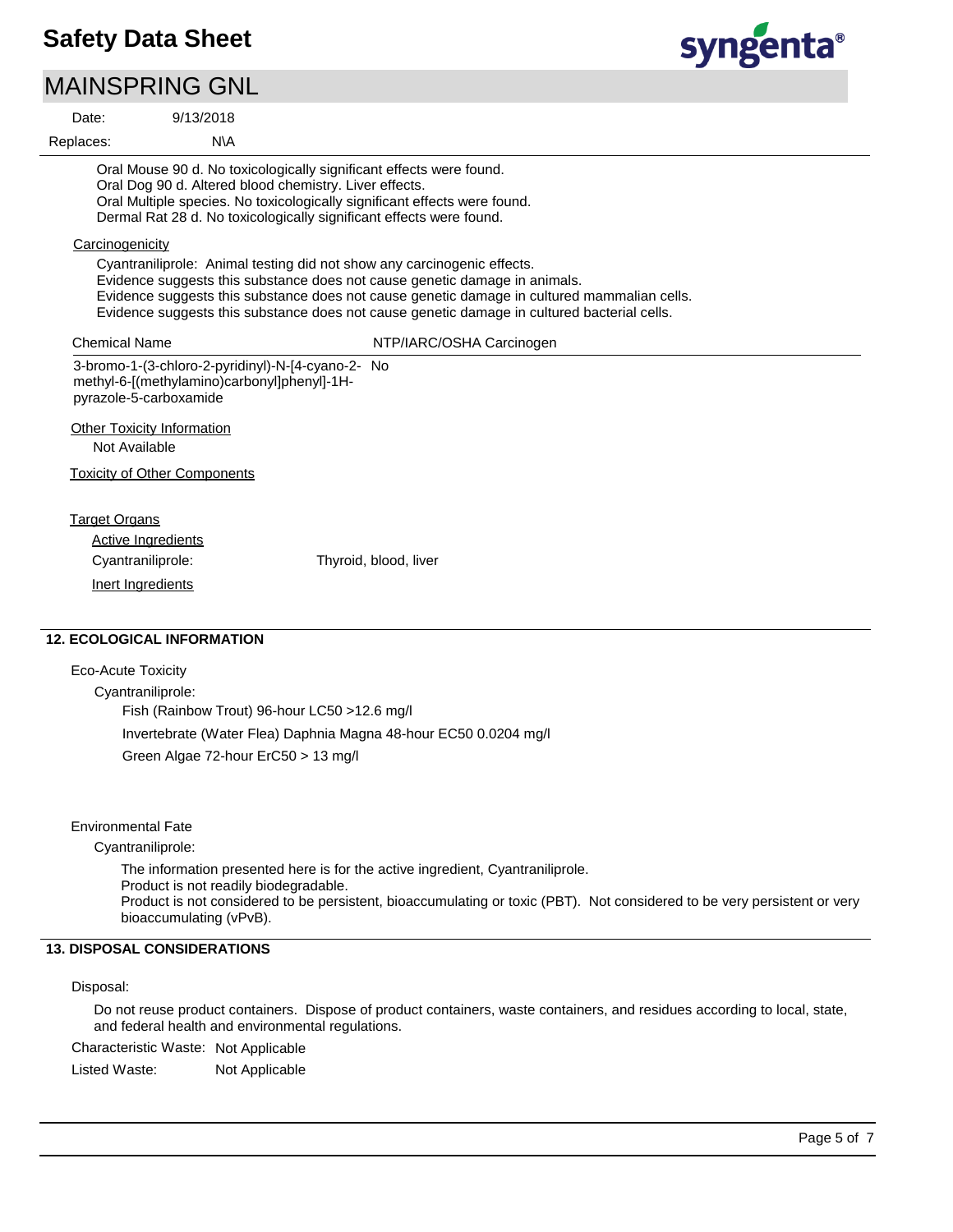Oral Mouse 90 d. No toxicologically significant effects were found.
Oral Dog 90 d. Altered blood chemistry. Liver effects.
Oral Multiple species. No toxicologically significant effects were found.
Dermal Rat 28 d. No toxicologically significant effects were found.

Carcinogenicity

Cyantraniliprole: Animal testing did not show any carcinogenic effects.
Evidence suggests this substance does not cause genetic damage in animals.
Evidence suggests this substance does not cause genetic damage in cultured mammalian cells.
Evidence suggests this substance does not cause genetic damage in cultured bacterial cells.

| Chemical Name | NTP/IARC/OSHA Carcinogen |
| --- | --- |
| 3-bromo-1-(3-chloro-2-pyridinyl)-N-[4-cyano-2-methyl-6-[(methylamino)carbonyl]phenyl]-1H-pyrazole-5-carboxamide | No |

Other Toxicity Information

Not Available

Toxicity of Other Components

Target Organs

Active Ingredients

Cyantraniliprole: Thyroid, blood, liver

Inert Ingredients

## 12. ECOLOGICAL INFORMATION

Eco-Acute Toxicity

Cyantraniliprole:

Fish (Rainbow Trout) 96-hour LC50 >12.6 mg/l

Invertebrate (Water Flea) Daphnia Magna 48-hour EC50 0.0204 mg/l

Green Algae 72-hour ErC50 > 13 mg/l

Environmental Fate

Cyantraniliprole:

The information presented here is for the active ingredient, Cyantraniliprole.
Product is not readily biodegradable.
Product is not considered to be persistent, bioaccumulating or toxic (PBT). Not considered to be very persistent or very bioaccumulating (vPvB).

## 13. DISPOSAL CONSIDERATIONS

Disposal:

Do not reuse product containers. Dispose of product containers, waste containers, and residues according to local, state, and federal health and environmental regulations.

Characteristic Waste: Not Applicable

Listed Waste: Not Applicable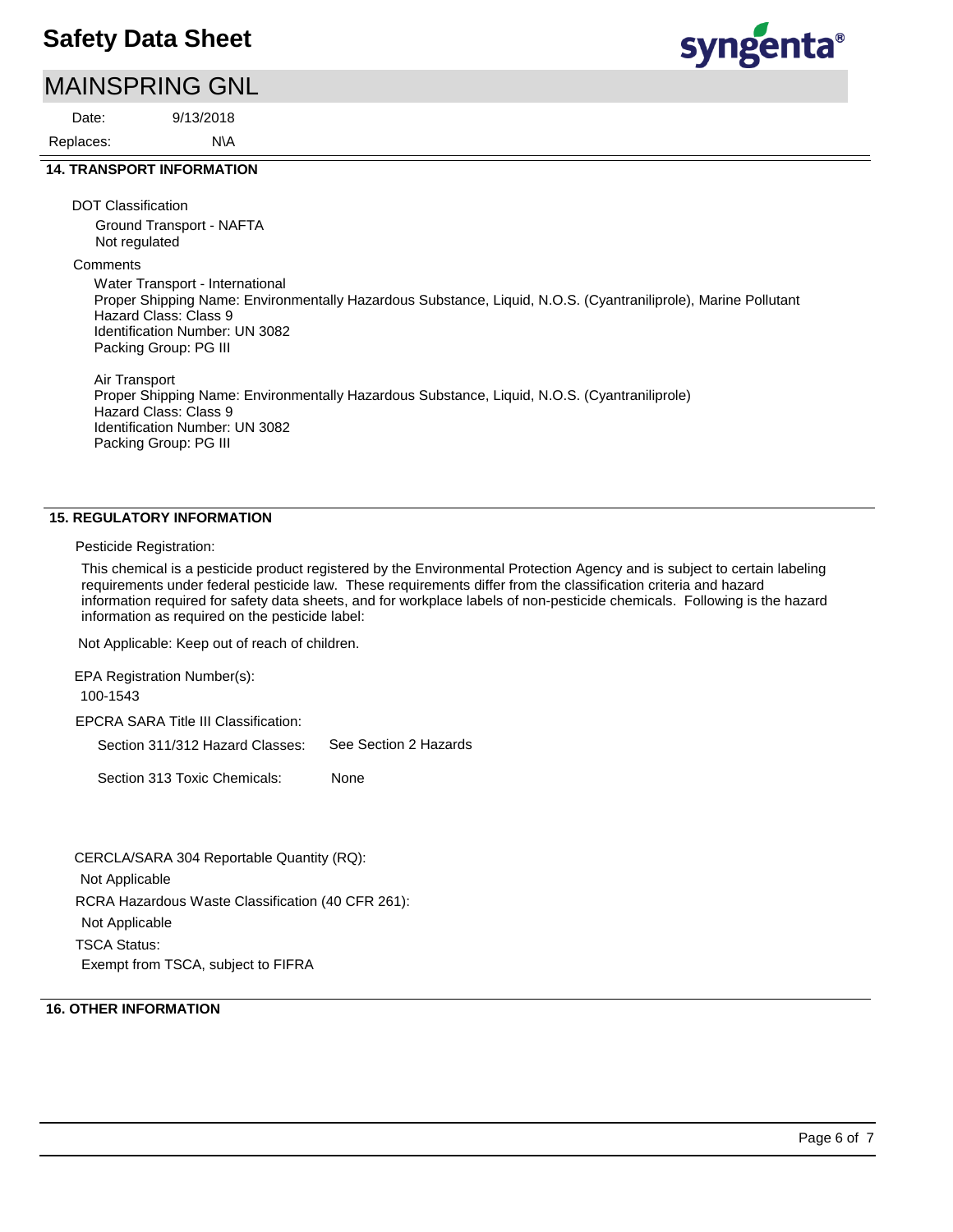## 14. TRANSPORT INFORMATION

DOT Classification

Ground Transport - NAFTA
Not regulated

Comments

Water Transport - International
Proper Shipping Name: Environmentally Hazardous Substance, Liquid, N.O.S. (Cyantraniliprole), Marine Pollutant
Hazard Class: Class 9
Identification Number: UN 3082
Packing Group: PG III

Air Transport
Proper Shipping Name: Environmentally Hazardous Substance, Liquid, N.O.S. (Cyantraniliprole)
Hazard Class: Class 9
Identification Number: UN 3082
Packing Group: PG III

## 15. REGULATORY INFORMATION

Pesticide Registration:

This chemical is a pesticide product registered by the Environmental Protection Agency and is subject to certain labeling requirements under federal pesticide law. These requirements differ from the classification criteria and hazard information required for safety data sheets, and for workplace labels of non-pesticide chemicals. Following is the hazard information as required on the pesticide label:

Not Applicable: Keep out of reach of children.

EPA Registration Number(s):
100-1543

EPCRA SARA Title III Classification:

Section 311/312 Hazard Classes: See Section 2 Hazards

Section 313 Toxic Chemicals: None

CERCLA/SARA 304 Reportable Quantity (RQ):
Not Applicable

RCRA Hazardous Waste Classification (40 CFR 261):
Not Applicable

TSCA Status:
Exempt from TSCA, subject to FIFRA

## 16. OTHER INFORMATION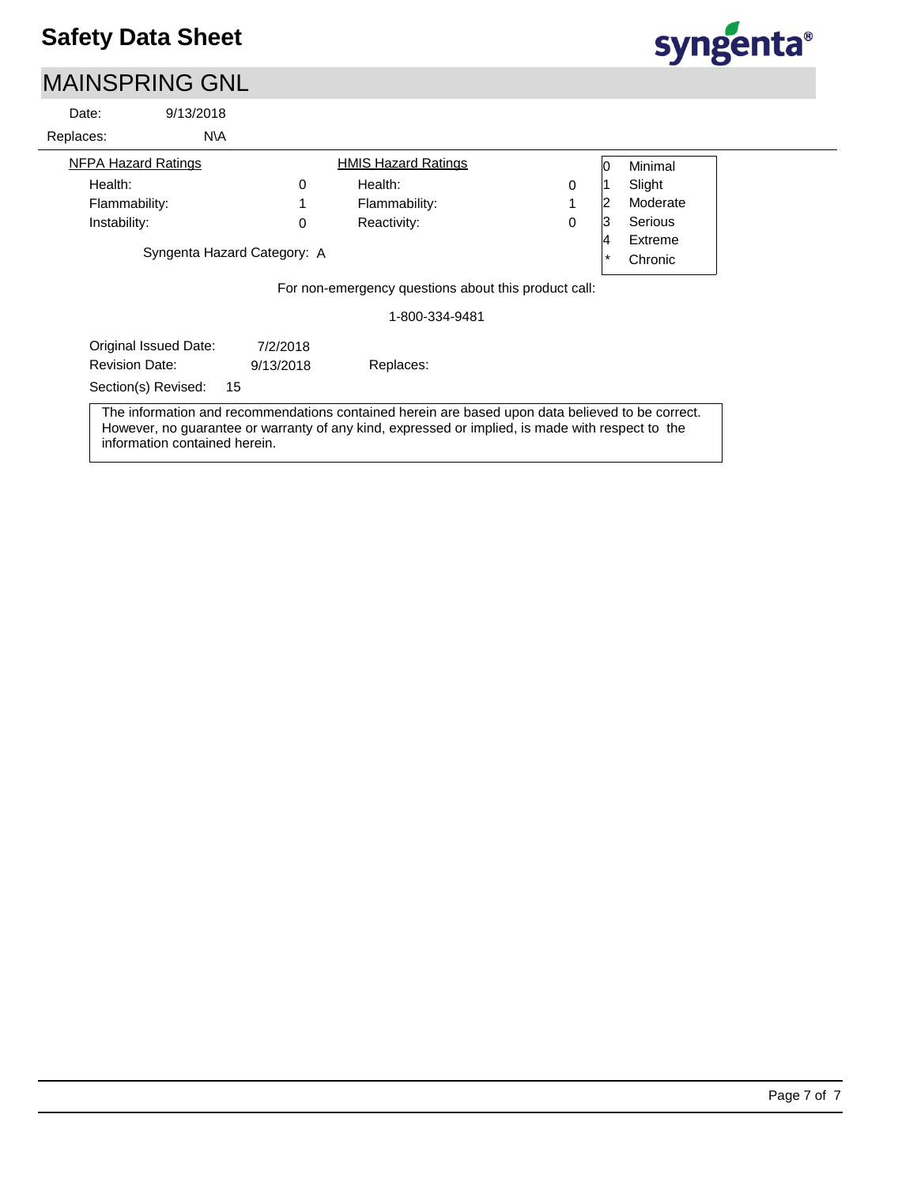# Safety Data Sheet

## MAINSPRING GNL

Date: 9/13/2018

Replaces: N\A

| NFPA Hazard Ratings | | HMIS Hazard Ratings | | | |
|---|---|---|---|---|---|
| Health: | 0 | Health: | 0 | 0 | Minimal |
| Flammability: | 1 | Flammability: | 1 | 1 | Slight |
| Instability: | 0 | Reactivity: | 0 | 2 | Moderate |
| | | | | 3 | Serious |
| | | | | 4 | Extreme |
| | | | | * | Chronic |

Syngenta Hazard Category: A

For non-emergency questions about this product call:

1-800-334-9481

Original Issued Date: 7/2/2018

Revision Date: 9/13/2018 Replaces:

Section(s) Revised: 15

The information and recommendations contained herein are based upon data believed to be correct. However, no guarantee or warranty of any kind, expressed or implied, is made with respect to the information contained herein.